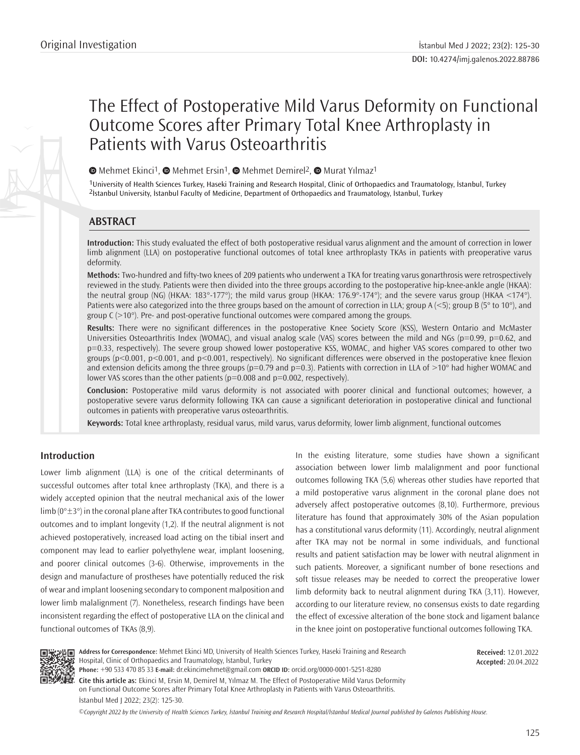Original Investigation

# The Effect of Postoperative Mild Varus Deformity on Functional Outcome Scores after Primary Total Knee Arthroplasty in Patients with Varus Osteoarthritis

Mehmet Ekinci[1], Mehmet Ersin[1], Mehmet Demirel[2], Murat Yılmaz[1]

[1]University of Health Sciences Turkey, Haseki Training and Research Hospital, Clinic of Orthopaedics and Traumatology, İstanbul, Turkey
[2]İstanbul University, İstanbul Faculty of Medicine, Department of Orthopaedics and Traumatology, İstanbul, Turkey

## ABSTRACT

**Introduction:** This study evaluated the effect of both postoperative residual varus alignment and the amount of correction in lower limb alignment (LLA) on postoperative functional outcomes of total knee arthroplasty TKAs in patients with preoperative varus deformity.

**Methods:** Two-hundred and fifty-two knees of 209 patients who underwent a TKA for treating varus gonarthrosis were retrospectively reviewed in the study. Patients were then divided into the three groups according to the postoperative hip-knee-ankle angle (HKAA): the neutral group (NG) (HKAA: 183°-177°); the mild varus group (HKAA: 176.9°-174°); and the severe varus group (HKAA <174°). Patients were also categorized into the three groups based on the amount of correction in LLA; group A (<5); group B (5° to 10°), and group C (>10°). Pre- and post-operative functional outcomes were compared among the groups.

**Results:** There were no significant differences in the postoperative Knee Society Score (KSS), Western Ontario and McMaster Universities Osteoarthritis Index (WOMAC), and visual analog scale (VAS) scores between the mild and NGs (p=0.99, p=0.62, and p=0.33, respectively). The severe group showed lower postoperative KSS, WOMAC, and higher VAS scores compared to other two groups (p<0.001, p<0.001, and p<0.001, respectively). No significant differences were observed in the postoperative knee flexion and extension deficits among the three groups (p=0.79 and p=0.3). Patients with correction in LLA of >10° had higher WOMAC and lower VAS scores than the other patients (p=0.008 and p=0.002, respectively).

**Conclusion:** Postoperative mild varus deformity is not associated with poorer clinical and functional outcomes; however, a postoperative severe varus deformity following TKA can cause a significant deterioration in postoperative clinical and functional outcomes in patients with preoperative varus osteoarthritis.

**Keywords:** Total knee arthroplasty, residual varus, mild varus, varus deformity, lower limb alignment, functional outcomes

## Introduction

Lower limb alignment (LLA) is one of the critical determinants of successful outcomes after total knee arthroplasty (TKA), and there is a widely accepted opinion that the neutral mechanical axis of the lower limb (0°±3°) in the coronal plane after TKA contributes to good functional outcomes and to implant longevity (1,2). If the neutral alignment is not achieved postoperatively, increased load acting on the tibial insert and component may lead to earlier polyethylene wear, implant loosening, and poorer clinical outcomes (3-6). Otherwise, improvements in the design and manufacture of prostheses have potentially reduced the risk of wear and implant loosening secondary to component malposition and lower limb malalignment (7). Nonetheless, research findings have been inconsistent regarding the effect of postoperative LLA on the clinical and functional outcomes of TKAs (8,9).

In the existing literature, some studies have shown a significant association between lower limb malalignment and poor functional outcomes following TKA (5,6) whereas other studies have reported that a mild postoperative varus alignment in the coronal plane does not adversely affect postoperative outcomes (8,10). Furthermore, previous literature has found that approximately 30% of the Asian population has a constitutional varus deformity (11). Accordingly, neutral alignment after TKA may not be normal in some individuals, and functional results and patient satisfaction may be lower with neutral alignment in such patients. Moreover, a significant number of bone resections and soft tissue releases may be needed to correct the preoperative lower limb deformity back to neutral alignment during TKA (3,11). However, according to our literature review, no consensus exists to date regarding the effect of excessive alteration of the bone stock and ligament balance in the knee joint on postoperative functional outcomes following TKA.

**Address for Correspondence:** Mehmet Ekinci MD, University of Health Sciences Turkey, Haseki Training and Research Hospital, Clinic of Orthopaedics and Traumatology, İstanbul, Turkey
**Phone:** +90 533 470 85 33 **E-mail:** dr.ekincimehmet@gmail.com **ORCID ID:** orcid.org/0000-0001-5251-8280

**Received:** 12.01.2022
**Accepted:** 20.04.2022

**Cite this article as:** Ekinci M, Ersin M, Demirel M, Yılmaz M. The Effect of Postoperative Mild Varus Deformity on Functional Outcome Scores after Primary Total Knee Arthroplasty in Patients with Varus Osteoarthritis. İstanbul Med J 2022; 23(2): 125-30.

*©Copyright 2022 by the University of Health Sciences Turkey, İstanbul Training and Research Hospital/İstanbul Medical Journal published by Galenos Publishing House.*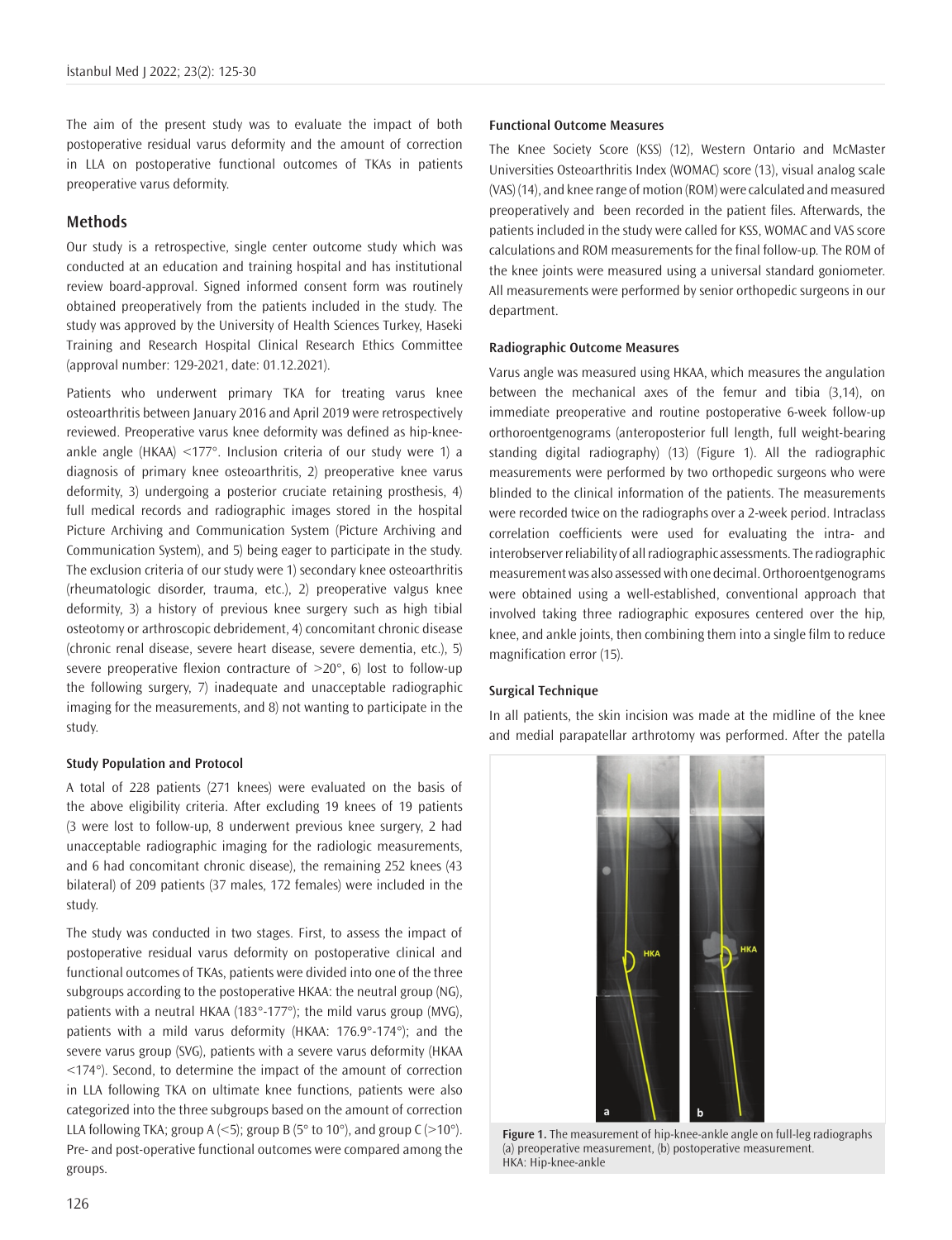The aim of the present study was to evaluate the impact of both postoperative residual varus deformity and the amount of correction in LLA on postoperative functional outcomes of TKAs in patients preoperative varus deformity.

## Methods

Our study is a retrospective, single center outcome study which was conducted at an education and training hospital and has institutional review board-approval. Signed informed consent form was routinely obtained preoperatively from the patients included in the study. The study was approved by the University of Health Sciences Turkey, Haseki Training and Research Hospital Clinical Research Ethics Committee (approval number: 129-2021, date: 01.12.2021).

Patients who underwent primary TKA for treating varus knee osteoarthritis between January 2016 and April 2019 were retrospectively reviewed. Preoperative varus knee deformity was defined as hip-knee-ankle angle (HKAA) <177°. Inclusion criteria of our study were 1) a diagnosis of primary knee osteoarthritis, 2) preoperative knee varus deformity, 3) undergoing a posterior cruciate retaining prosthesis, 4) full medical records and radiographic images stored in the hospital Picture Archiving and Communication System (Picture Archiving and Communication System), and 5) being eager to participate in the study. The exclusion criteria of our study were 1) secondary knee osteoarthritis (rheumatologic disorder, trauma, etc.), 2) preoperative valgus knee deformity, 3) a history of previous knee surgery such as high tibial osteotomy or arthroscopic debridement, 4) concomitant chronic disease (chronic renal disease, severe heart disease, severe dementia, etc.), 5) severe preoperative flexion contracture of >20°, 6) lost to follow-up the following surgery, 7) inadequate and unacceptable radiographic imaging for the measurements, and 8) not wanting to participate in the study.

### Study Population and Protocol

A total of 228 patients (271 knees) were evaluated on the basis of the above eligibility criteria. After excluding 19 knees of 19 patients (3 were lost to follow-up, 8 underwent previous knee surgery, 2 had unacceptable radiographic imaging for the radiologic measurements, and 6 had concomitant chronic disease), the remaining 252 knees (43 bilateral) of 209 patients (37 males, 172 females) were included in the study.

The study was conducted in two stages. First, to assess the impact of postoperative residual varus deformity on postoperative clinical and functional outcomes of TKAs, patients were divided into one of the three subgroups according to the postoperative HKAA: the neutral group (NG), patients with a neutral HKAA (183°-177°); the mild varus group (MVG), patients with a mild varus deformity (HKAA: 176.9°-174°); and the severe varus group (SVG), patients with a severe varus deformity (HKAA <174°). Second, to determine the impact of the amount of correction in LLA following TKA on ultimate knee functions, patients were also categorized into the three subgroups based on the amount of correction LLA following TKA; group A (<5); group B (5° to 10°), and group C (>10°). Pre- and post-operative functional outcomes were compared among the groups.

### Functional Outcome Measures

The Knee Society Score (KSS) (12), Western Ontario and McMaster Universities Osteoarthritis Index (WOMAC) score (13), visual analog scale (VAS) (14), and knee range of motion (ROM) were calculated and measured preoperatively and been recorded in the patient files. Afterwards, the patients included in the study were called for KSS, WOMAC and VAS score calculations and ROM measurements for the final follow-up. The ROM of the knee joints were measured using a universal standard goniometer. All measurements were performed by senior orthopedic surgeons in our department.

### Radiographic Outcome Measures

Varus angle was measured using HKAA, which measures the angulation between the mechanical axes of the femur and tibia (3,14), on immediate preoperative and routine postoperative 6-week follow-up orthoroentgenograms (anteroposterior full length, full weight-bearing standing digital radiography) (13) (Figure 1). All the radiographic measurements were performed by two orthopedic surgeons who were blinded to the clinical information of the patients. The measurements were recorded twice on the radiographs over a 2-week period. Intraclass correlation coefficients were used for evaluating the intra- and interobserver reliability of all radiographic assessments. The radiographic measurement was also assessed with one decimal. Orthoroentgenograms were obtained using a well-established, conventional approach that involved taking three radiographic exposures centered over the hip, knee, and ankle joints, then combining them into a single film to reduce magnification error (15).

### Surgical Technique

In all patients, the skin incision was made at the midline of the knee and medial parapatellar arthrotomy was performed. After the patella

**Figure 1.** The measurement of hip-knee-ankle angle on full-leg radiographs (a) preoperative measurement, (b) postoperative measurement.
HKA: Hip-knee-ankle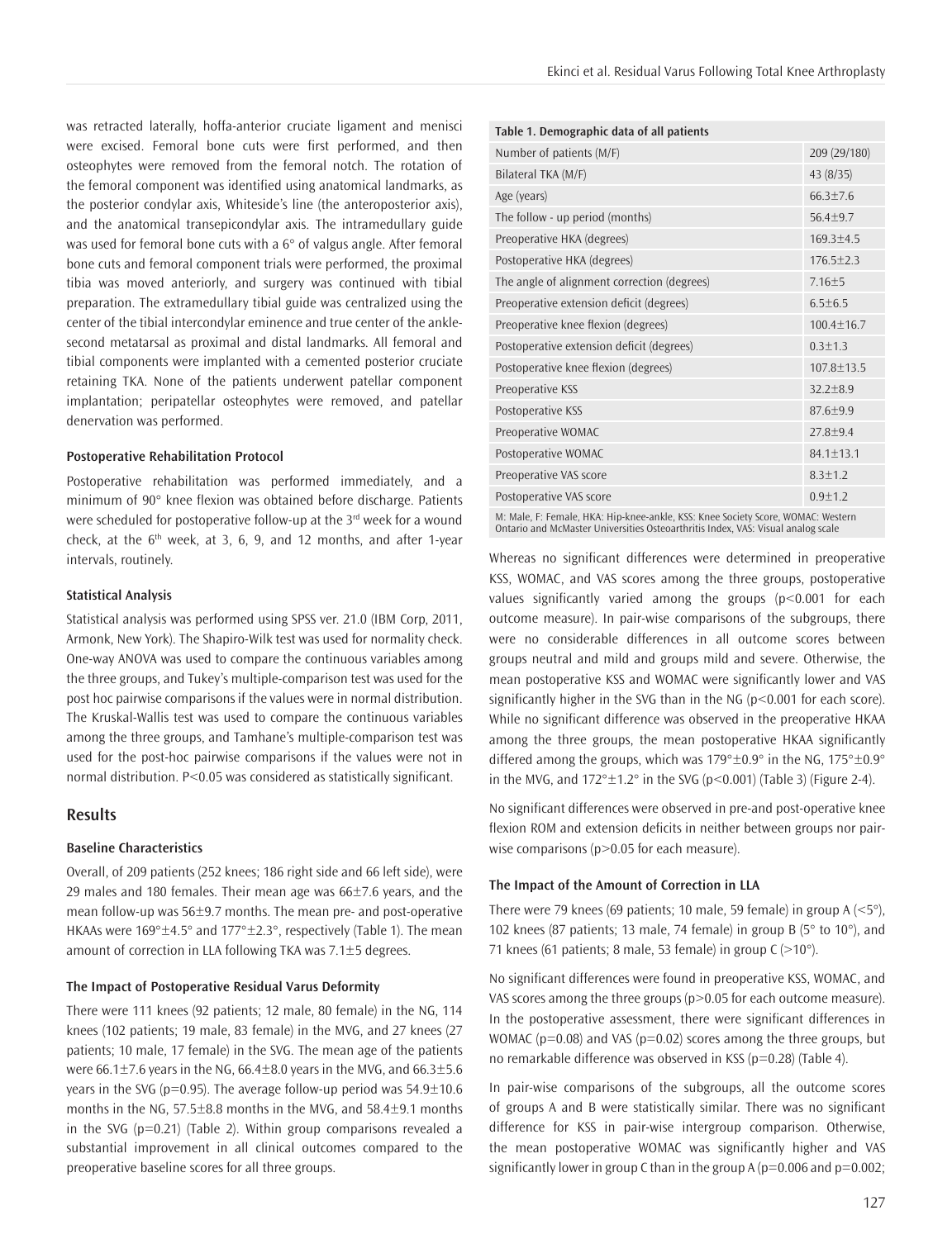was retracted laterally, hoffa-anterior cruciate ligament and menisci were excised. Femoral bone cuts were first performed, and then osteophytes were removed from the femoral notch. The rotation of the femoral component was identified using anatomical landmarks, as the posterior condylar axis, Whiteside's line (the anteroposterior axis), and the anatomical transepicondylar axis. The intramedullary guide was used for femoral bone cuts with a 6° of valgus angle. After femoral bone cuts and femoral component trials were performed, the proximal tibia was moved anteriorly, and surgery was continued with tibial preparation. The extramedullary tibial guide was centralized using the center of the tibial intercondylar eminence and true center of the ankle-second metatarsal as proximal and distal landmarks. All femoral and tibial components were implanted with a cemented posterior cruciate retaining TKA. None of the patients underwent patellar component implantation; peripatellar osteophytes were removed, and patellar denervation was performed.

#### Postoperative Rehabilitation Protocol

Postoperative rehabilitation was performed immediately, and a minimum of 90° knee flexion was obtained before discharge. Patients were scheduled for postoperative follow-up at the 3rd week for a wound check, at the 6th week, at 3, 6, 9, and 12 months, and after 1-year intervals, routinely.

#### Statistical Analysis

Statistical analysis was performed using SPSS ver. 21.0 (IBM Corp, 2011, Armonk, New York). The Shapiro-Wilk test was used for normality check. One-way ANOVA was used to compare the continuous variables among the three groups, and Tukey's multiple-comparison test was used for the post hoc pairwise comparisons if the values were in normal distribution. The Kruskal-Wallis test was used to compare the continuous variables among the three groups, and Tamhane's multiple-comparison test was used for the post-hoc pairwise comparisons if the values were not in normal distribution. P<0.05 was considered as statistically significant.

## Results

#### Baseline Characteristics

Overall, of 209 patients (252 knees; 186 right side and 66 left side), were 29 males and 180 females. Their mean age was 66±7.6 years, and the mean follow-up was 56±9.7 months. The mean pre- and post-operative HKAAs were 169°±4.5° and 177°±2.3°, respectively (Table 1). The mean amount of correction in LLA following TKA was 7.1±5 degrees.

#### The Impact of Postoperative Residual Varus Deformity

There were 111 knees (92 patients; 12 male, 80 female) in the NG, 114 knees (102 patients; 19 male, 83 female) in the MVG, and 27 knees (27 patients; 10 male, 17 female) in the SVG. The mean age of the patients were 66.1±7.6 years in the NG, 66.4±8.0 years in the MVG, and 66.3±5.6 years in the SVG (p=0.95). The average follow-up period was 54.9±10.6 months in the NG, 57.5±8.8 months in the MVG, and 58.4±9.1 months in the SVG (p=0.21) (Table 2). Within group comparisons revealed a substantial improvement in all clinical outcomes compared to the preoperative baseline scores for all three groups.

**Table 1. Demographic data of all patients**

| | |
|---|---|
| Number of patients (M/F) | 209 (29/180) |
| Bilateral TKA (M/F) | 43 (8/35) |
| Age (years) | 66.3±7.6 |
| The follow - up period (months) | 56.4±9.7 |
| Preoperative HKA (degrees) | 169.3±4.5 |
| Postoperative HKA (degrees) | 176.5±2.3 |
| The angle of alignment correction (degrees) | 7.16±5 |
| Preoperative extension deficit (degrees) | 6.5±6.5 |
| Preoperative knee flexion (degrees) | 100.4±16.7 |
| Postoperative extension deficit (degrees) | 0.3±1.3 |
| Postoperative knee flexion (degrees) | 107.8±13.5 |
| Preoperative KSS | 32.2±8.9 |
| Postoperative KSS | 87.6±9.9 |
| Preoperative WOMAC | 27.8±9.4 |
| Postoperative WOMAC | 84.1±13.1 |
| Preoperative VAS score | 8.3±1.2 |
| Postoperative VAS score | 0.9±1.2 |

M: Male, F: Female, HKA: Hip-knee-ankle, KSS: Knee Society Score, WOMAC: Western Ontario and McMaster Universities Osteoarthritis Index, VAS: Visual analog scale

Whereas no significant differences were determined in preoperative KSS, WOMAC, and VAS scores among the three groups, postoperative values significantly varied among the groups (p<0.001 for each outcome measure). In pair-wise comparisons of the subgroups, there were no considerable differences in all outcome scores between groups neutral and mild and groups mild and severe. Otherwise, the mean postoperative KSS and WOMAC were significantly lower and VAS significantly higher in the SVG than in the NG (p<0.001 for each score). While no significant difference was observed in the preoperative HKAA among the three groups, the mean postoperative HKAA significantly differed among the groups, which was 179°±0.9° in the NG, 175°±0.9° in the MVG, and 172°±1.2° in the SVG (p<0.001) (Table 3) (Figure 2-4).

No significant differences were observed in pre-and post-operative knee flexion ROM and extension deficits in neither between groups nor pair-wise comparisons (p>0.05 for each measure).

#### The Impact of the Amount of Correction in LLA

There were 79 knees (69 patients; 10 male, 59 female) in group A (<5°), 102 knees (87 patients; 13 male, 74 female) in group B (5° to 10°), and 71 knees (61 patients; 8 male, 53 female) in group C (>10°).

No significant differences were found in preoperative KSS, WOMAC, and VAS scores among the three groups (p>0.05 for each outcome measure). In the postoperative assessment, there were significant differences in WOMAC (p=0.08) and VAS (p=0.02) scores among the three groups, but no remarkable difference was observed in KSS (p=0.28) (Table 4).

In pair-wise comparisons of the subgroups, all the outcome scores of groups A and B were statistically similar. There was no significant difference for KSS in pair-wise intergroup comparison. Otherwise, the mean postoperative WOMAC was significantly higher and VAS significantly lower in group C than in the group A (p=0.006 and p=0.002;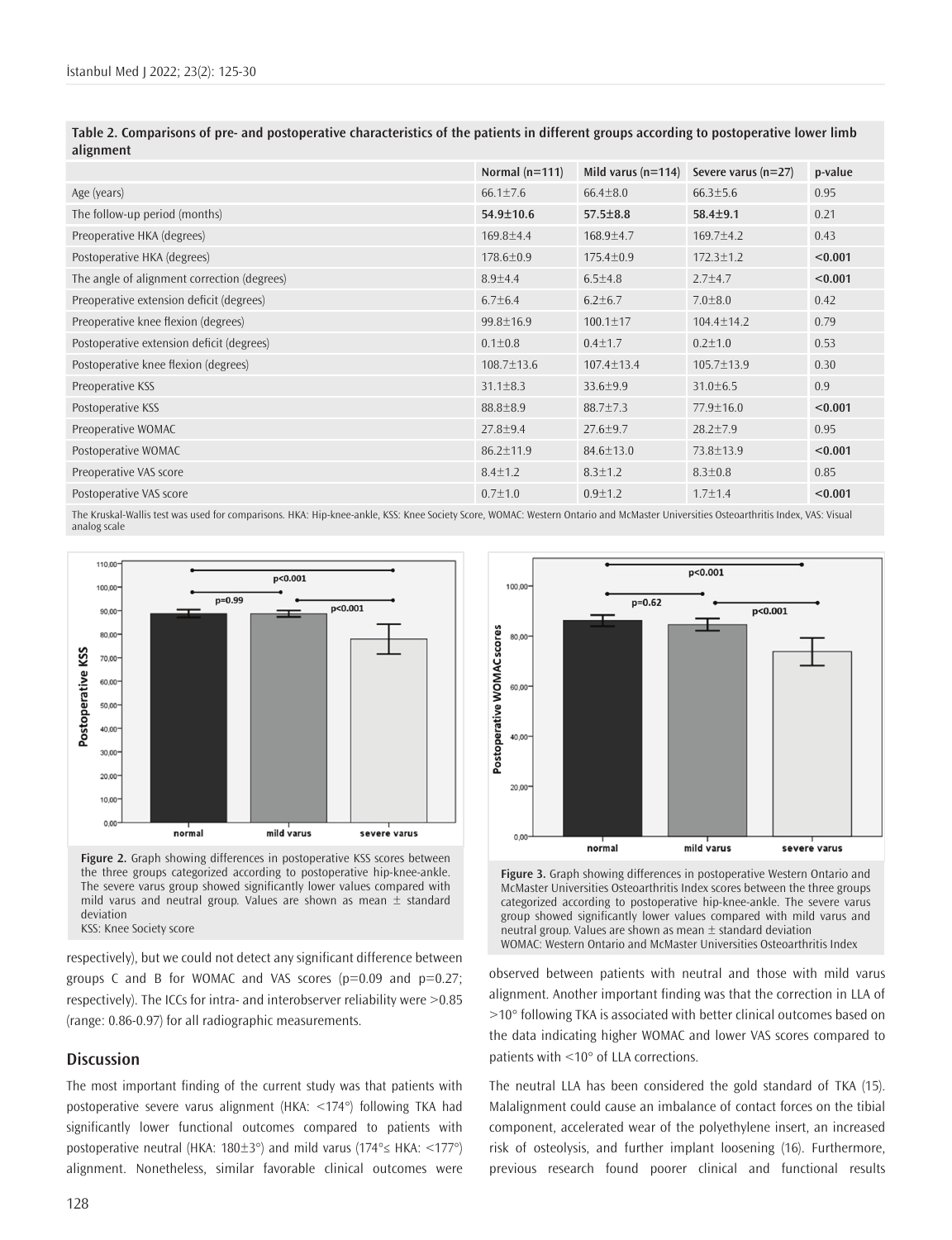**Table 2. Comparisons of pre- and postoperative characteristics of the patients in different groups according to postoperative lower limb alignment**

| | Normal (n=111) | Mild varus (n=114) | Severe varus (n=27) | p-value |
|---|---|---|---|---|
| Age (years) | 66.1±7.6 | 66.4±8.0 | 66.3±5.6 | 0.95 |
| The follow-up period (months) | **54.9±10.6** | **57.5±8.8** | **58.4±9.1** | 0.21 |
| Preoperative HKA (degrees) | 169.8±4.4 | 168.9±4.7 | 169.7±4.2 | 0.43 |
| Postoperative HKA (degrees) | 178.6±0.9 | 175.4±0.9 | 172.3±1.2 | **<0.001** |
| The angle of alignment correction (degrees) | 8.9±4.4 | 6.5±4.8 | 2.7±4.7 | **<0.001** |
| Preoperative extension deficit (degrees) | 6.7±6.4 | 6.2±6.7 | 7.0±8.0 | 0.42 |
| Preoperative knee flexion (degrees) | 99.8±16.9 | 100.1±17 | 104.4±14.2 | 0.79 |
| Postoperative extension deficit (degrees) | 0.1±0.8 | 0.4±1.7 | 0.2±1.0 | 0.53 |
| Postoperative knee flexion (degrees) | 108.7±13.6 | 107.4±13.4 | 105.7±13.9 | 0.30 |
| Preoperative KSS | 31.1±8.3 | 33.6±9.9 | 31.0±6.5 | 0.9 |
| Postoperative KSS | 88.8±8.9 | 88.7±7.3 | 77.9±16.0 | **<0.001** |
| Preoperative WOMAC | 27.8±9.4 | 27.6±9.7 | 28.2±7.9 | 0.95 |
| Postoperative WOMAC | 86.2±11.9 | 84.6±13.0 | 73.8±13.9 | **<0.001** |
| Preoperative VAS score | 8.4±1.2 | 8.3±1.2 | 8.3±0.8 | 0.85 |
| Postoperative VAS score | 0.7±1.0 | 0.9±1.2 | 1.7±1.4 | **<0.001** |

The Kruskal-Wallis test was used for comparisons. HKA: Hip-knee-ankle, KSS: Knee Society Score, WOMAC: Western Ontario and McMaster Universities Osteoarthritis Index, VAS: Visual analog scale

**Figure 2.** Graph showing differences in postoperative KSS scores between the three groups categorized according to postoperative hip-knee-ankle. The severe varus group showed significantly lower values compared with mild varus and neutral group. Values are shown as mean ± standard deviation
KSS: Knee Society score

**Figure 3.** Graph showing differences in postoperative Western Ontario and McMaster Universities Osteoarthritis Index scores between the three groups categorized according to postoperative hip-knee-ankle. The severe varus group showed significantly lower values compared with mild varus and neutral group. Values are shown as mean ± standard deviation
WOMAC: Western Ontario and McMaster Universities Osteoarthritis Index

respectively), but we could not detect any significant difference between groups C and B for WOMAC and VAS scores (p=0.09 and p=0.27; respectively). The ICCs for intra- and interobserver reliability were >0.85 (range: 0.86-0.97) for all radiographic measurements.

## Discussion

The most important finding of the current study was that patients with postoperative severe varus alignment (HKA: <174°) following TKA had significantly lower functional outcomes compared to patients with postoperative neutral (HKA: 180±3°) and mild varus (174°≤ HKA: <177°) alignment. Nonetheless, similar favorable clinical outcomes were observed between patients with neutral and those with mild varus alignment. Another important finding was that the correction in LLA of >10° following TKA is associated with better clinical outcomes based on the data indicating higher WOMAC and lower VAS scores compared to patients with <10° of LLA corrections.

The neutral LLA has been considered the gold standard of TKA (15). Malalignment could cause an imbalance of contact forces on the tibial component, accelerated wear of the polyethylene insert, an increased risk of osteolysis, and further implant loosening (16). Furthermore, previous research found poorer clinical and functional results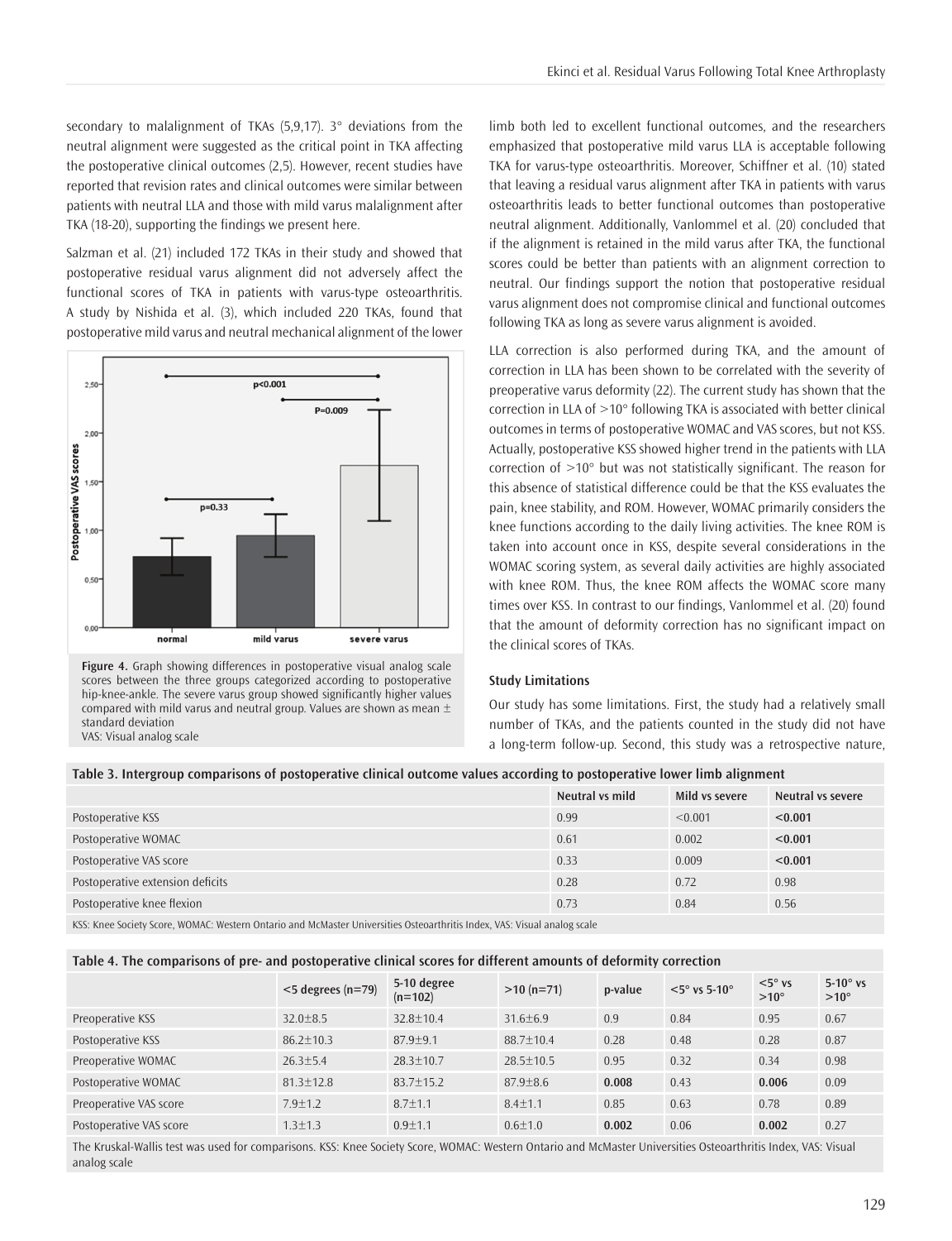secondary to malalignment of TKAs (5,9,17). 3° deviations from the neutral alignment were suggested as the critical point in TKA affecting the postoperative clinical outcomes (2,5). However, recent studies have reported that revision rates and clinical outcomes were similar between patients with neutral LLA and those with mild varus malalignment after TKA (18-20), supporting the findings we present here.

Salzman et al. (21) included 172 TKAs in their study and showed that postoperative residual varus alignment did not adversely affect the functional scores of TKA in patients with varus-type osteoarthritis. A study by Nishida et al. (3), which included 220 TKAs, found that postoperative mild varus and neutral mechanical alignment of the lower limb both led to excellent functional outcomes, and the researchers emphasized that postoperative mild varus LLA is acceptable following TKA for varus-type osteoarthritis. Moreover, Schiffner et al. (10) stated that leaving a residual varus alignment after TKA in patients with varus osteoarthritis leads to better functional outcomes than postoperative neutral alignment. Additionally, Vanlommel et al. (20) concluded that if the alignment is retained in the mild varus after TKA, the functional scores could be better than patients with an alignment correction to neutral. Our findings support the notion that postoperative residual varus alignment does not compromise clinical and functional outcomes following TKA as long as severe varus alignment is avoided.

**Figure 4.** Graph showing differences in postoperative visual analog scale scores between the three groups categorized according to postoperative hip-knee-ankle. The severe varus group showed significantly higher values compared with mild varus and neutral group. Values are shown as mean ± standard deviation
VAS: Visual analog scale

LLA correction is also performed during TKA, and the amount of correction in LLA has been shown to be correlated with the severity of preoperative varus deformity (22). The current study has shown that the correction in LLA of >10° following TKA is associated with better clinical outcomes in terms of postoperative WOMAC and VAS scores, but not KSS. Actually, postoperative KSS showed higher trend in the patients with LLA correction of >10° but was not statistically significant. The reason for this absence of statistical difference could be that the KSS evaluates the pain, knee stability, and ROM. However, WOMAC primarily considers the knee functions according to the daily living activities. The knee ROM is taken into account once in KSS, despite several considerations in the WOMAC scoring system, as several daily activities are highly associated with knee ROM. Thus, the knee ROM affects the WOMAC score many times over KSS. In contrast to our findings, Vanlommel et al. (20) found that the amount of deformity correction has no significant impact on the clinical scores of TKAs.

### Study Limitations

Our study has some limitations. First, the study had a relatively small number of TKAs, and the patients counted in the study did not have a long-term follow-up. Second, this study was a retrospective nature,

**Table 3. Intergroup comparisons of postoperative clinical outcome values according to postoperative lower limb alignment**

| | Neutral vs mild | Mild vs severe | Neutral vs severe |
|---|---|---|---|
| Postoperative KSS | 0.99 | <0.001 | **<0.001** |
| Postoperative WOMAC | 0.61 | 0.002 | **<0.001** |
| Postoperative VAS score | 0.33 | 0.009 | **<0.001** |
| Postoperative extension deficits | 0.28 | 0.72 | 0.98 |
| Postoperative knee flexion | 0.73 | 0.84 | 0.56 |

KSS: Knee Society Score, WOMAC: Western Ontario and McMaster Universities Osteoarthritis Index, VAS: Visual analog scale

**Table 4. The comparisons of pre- and postoperative clinical scores for different amounts of deformity correction**

| | <5 degrees (n=79) | 5-10 degree (n=102) | >10 (n=71) | p-value | <5° vs 5-10° | <5° vs >10° | 5-10° vs >10° |
|---|---|---|---|---|---|---|---|
| Preoperative KSS | 32.0±8.5 | 32.8±10.4 | 31.6±6.9 | 0.9 | 0.84 | 0.95 | 0.67 |
| Postoperative KSS | 86.2±10.3 | 87.9±9.1 | 88.7±10.4 | 0.28 | 0.48 | 0.28 | 0.87 |
| Preoperative WOMAC | 26.3±5.4 | 28.3±10.7 | 28.5±10.5 | 0.95 | 0.32 | 0.34 | 0.98 |
| Postoperative WOMAC | 81.3±12.8 | 83.7±15.2 | 87.9±8.6 | **0.008** | 0.43 | **0.006** | 0.09 |
| Preoperative VAS score | 7.9±1.2 | 8.7±1.1 | 8.4±1.1 | 0.85 | 0.63 | 0.78 | 0.89 |
| Postoperative VAS score | 1.3±1.3 | 0.9±1.1 | 0.6±1.0 | **0.002** | 0.06 | **0.002** | 0.27 |

The Kruskal-Wallis test was used for comparisons. KSS: Knee Society Score, WOMAC: Western Ontario and McMaster Universities Osteoarthritis Index, VAS: Visual analog scale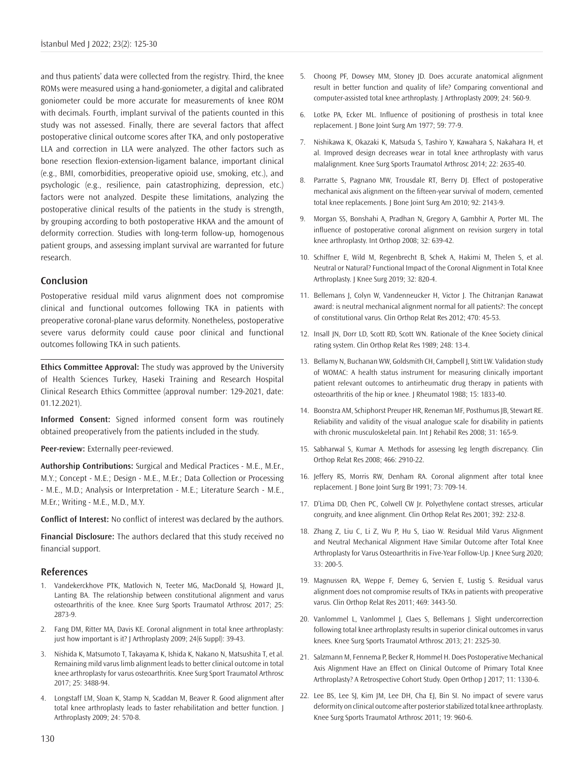and thus patients' data were collected from the registry. Third, the knee ROMs were measured using a hand-goniometer, a digital and calibrated goniometer could be more accurate for measurements of knee ROM with decimals. Fourth, implant survival of the patients counted in this study was not assessed. Finally, there are several factors that affect postoperative clinical outcome scores after TKA, and only postoperative LLA and correction in LLA were analyzed. The other factors such as bone resection flexion-extension-ligament balance, important clinical (e.g., BMI, comorbidities, preoperative opioid use, smoking, etc.), and psychologic (e.g., resilience, pain catastrophizing, depression, etc.) factors were not analyzed. Despite these limitations, analyzing the postoperative clinical results of the patients in the study is strength, by grouping according to both postoperative HKAA and the amount of deformity correction. Studies with long-term follow-up, homogenous patient groups, and assessing implant survival are warranted for future research.

## Conclusion

Postoperative residual mild varus alignment does not compromise clinical and functional outcomes following TKA in patients with preoperative coronal-plane varus deformity. Nonetheless, postoperative severe varus deformity could cause poor clinical and functional outcomes following TKA in such patients.

**Ethics Committee Approval:** The study was approved by the University of Health Sciences Turkey, Haseki Training and Research Hospital Clinical Research Ethics Committee (approval number: 129-2021, date: 01.12.2021).

**Informed Consent:** Signed informed consent form was routinely obtained preoperatively from the patients included in the study.

**Peer-review:** Externally peer-reviewed.

**Authorship Contributions:** Surgical and Medical Practices - M.E., M.Er., M.Y.; Concept - M.E.; Design - M.E., M.Er.; Data Collection or Processing - M.E., M.D.; Analysis or Interpretation - M.E.; Literature Search - M.E., M.Er.; Writing - M.E., M.D., M.Y.

**Conflict of Interest:** No conflict of interest was declared by the authors.

**Financial Disclosure:** The authors declared that this study received no financial support.

## References

1. Vandekerckhove PTK, Matlovich N, Teeter MG, MacDonald SJ, Howard JL, Lanting BA. The relationship between constitutional alignment and varus osteoarthritis of the knee. Knee Surg Sports Traumatol Arthrosc 2017; 25: 2873-9.
2. Fang DM, Ritter MA, Davis KE. Coronal alignment in total knee arthroplasty: just how important is it? J Arthroplasty 2009; 24(6 Suppl): 39-43.
3. Nishida K, Matsumoto T, Takayama K, Ishida K, Nakano N, Matsushita T, et al. Remaining mild varus limb alignment leads to better clinical outcome in total knee arthroplasty for varus osteoarthritis. Knee Surg Sport Traumatol Arthrosc 2017; 25: 3488-94.
4. Longstaff LM, Sloan K, Stamp N, Scaddan M, Beaver R. Good alignment after total knee arthroplasty leads to faster rehabilitation and better function. J Arthroplasty 2009; 24: 570-8.
5. Choong PF, Dowsey MM, Stoney JD. Does accurate anatomical alignment result in better function and quality of life? Comparing conventional and computer-assisted total knee arthroplasty. J Arthroplasty 2009; 24: 560-9.
6. Lotke PA, Ecker ML. Influence of positioning of prosthesis in total knee replacement. J Bone Joint Surg Am 1977; 59: 77-9.
7. Nishikawa K, Okazaki K, Matsuda S, Tashiro Y, Kawahara S, Nakahara H, et al. Improved design decreases wear in total knee arthroplasty with varus malalignment. Knee Surg Sports Traumatol Arthrosc 2014; 22: 2635-40.
8. Parratte S, Pagnano MW, Trousdale RT, Berry DJ. Effect of postoperative mechanical axis alignment on the fifteen-year survival of modern, cemented total knee replacements. J Bone Joint Surg Am 2010; 92: 2143-9.
9. Morgan SS, Bonshahi A, Pradhan N, Gregory A, Gambhir A, Porter ML. The influence of postoperative coronal alignment on revision surgery in total knee arthroplasty. Int Orthop 2008; 32: 639-42.
10. Schiffner E, Wild M, Regenbrecht B, Schek A, Hakimi M, Thelen S, et al. Neutral or Natural? Functional Impact of the Coronal Alignment in Total Knee Arthroplasty. J Knee Surg 2019; 32: 820-4.
11. Bellemans J, Colyn W, Vandenneucker H, Victor J. The Chitranjan Ranawat award: is neutral mechanical alignment normal for all patients?: The concept of constitutional varus. Clin Orthop Relat Res 2012; 470: 45-53.
12. Insall JN, Dorr LD, Scott RD, Scott WN. Rationale of the Knee Society clinical rating system. Clin Orthop Relat Res 1989; 248: 13-4.
13. Bellamy N, Buchanan WW, Goldsmith CH, Campbell J, Stitt LW. Validation study of WOMAC: A health status instrument for measuring clinically important patient relevant outcomes to antirheumatic drug therapy in patients with osteoarthritis of the hip or knee. J Rheumatol 1988; 15: 1833-40.
14. Boonstra AM, Schiphorst Preuper HR, Reneman MF, Posthumus JB, Stewart RE. Reliability and validity of the visual analogue scale for disability in patients with chronic musculoskeletal pain. Int J Rehabil Res 2008; 31: 165-9.
15. Sabharwal S, Kumar A. Methods for assessing leg length discrepancy. Clin Orthop Relat Res 2008; 466: 2910-22.
16. Jeffery RS, Morris RW, Denham RA. Coronal alignment after total knee replacement. J Bone Joint Surg Br 1991; 73: 709-14.
17. D'Lima DD, Chen PC, Colwell CW Jr. Polyethylene contact stresses, articular congruity, and knee alignment. Clin Orthop Relat Res 2001; 392: 232-8.
18. Zhang Z, Liu C, Li Z, Wu P, Hu S, Liao W. Residual Mild Varus Alignment and Neutral Mechanical Alignment Have Similar Outcome after Total Knee Arthroplasty for Varus Osteoarthritis in Five-Year Follow-Up. J Knee Surg 2020; 33: 200-5.
19. Magnussen RA, Weppe F, Demey G, Servien E, Lustig S. Residual varus alignment does not compromise results of TKAs in patients with preoperative varus. Clin Orthop Relat Res 2011; 469: 3443-50.
20. Vanlommel L, Vanlommel J, Claes S, Bellemans J. Slight undercorrection following total knee arthroplasty results in superior clinical outcomes in varus knees. Knee Surg Sports Traumatol Arthrosc 2013; 21: 2325-30.
21. Salzmann M, Fennema P, Becker R, Hommel H. Does Postoperative Mechanical Axis Alignment Have an Effect on Clinical Outcome of Primary Total Knee Arthroplasty? A Retrospective Cohort Study. Open Orthop J 2017; 11: 1330-6.
22. Lee BS, Lee SJ, Kim JM, Lee DH, Cha EJ, Bin SI. No impact of severe varus deformity on clinical outcome after posterior stabilized total knee arthroplasty. Knee Surg Sports Traumatol Arthrosc 2011; 19: 960-6.